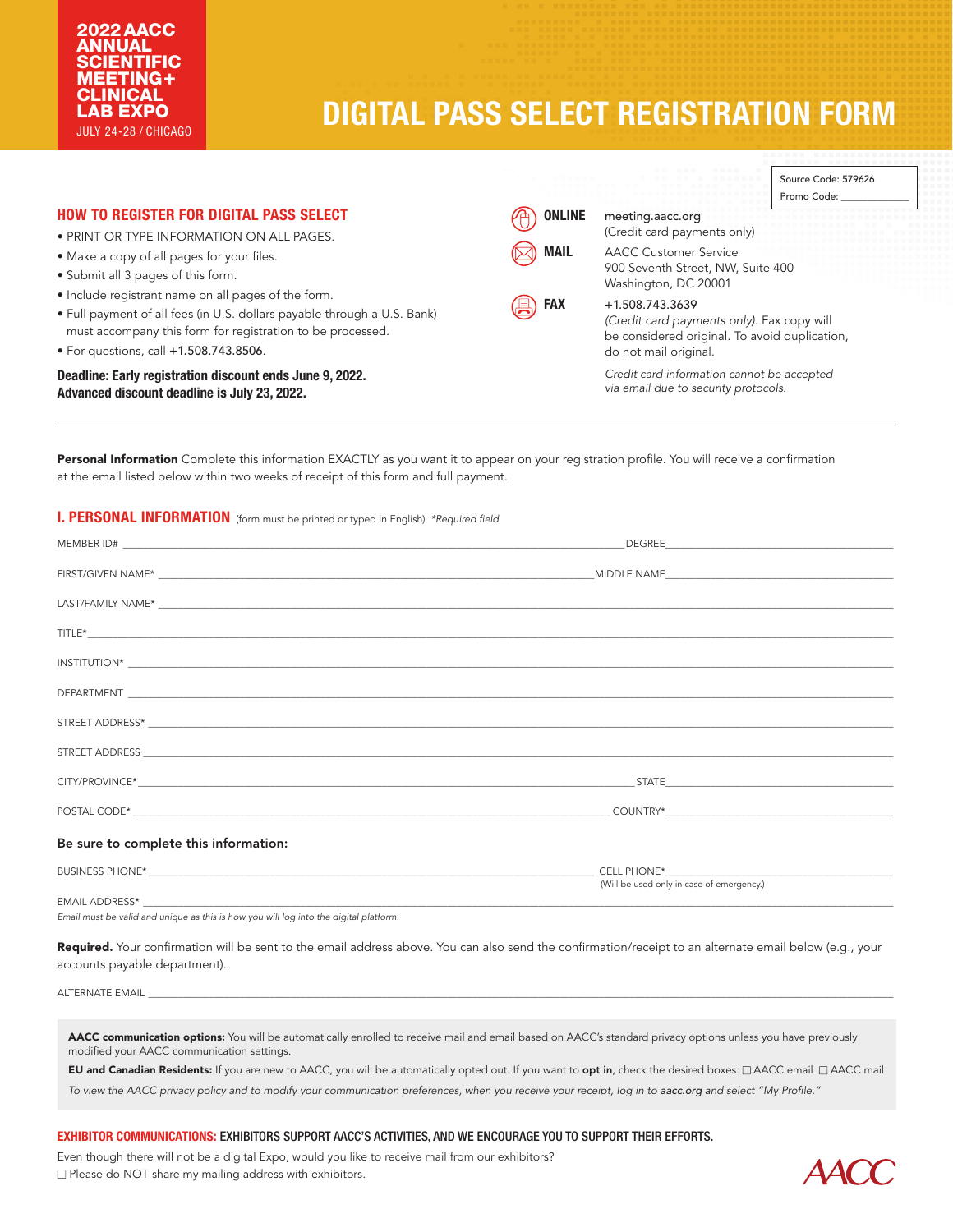**2022 AACC ANNUAL SCIENTIFIC MEETING+ CLINICAL LAB EXPO**
JULY 24-28 / CHICAGO

# DIGITAL PASS SELECT REGISTRATION FORM

Source Code: 579626
Promo Code: ____________

## HOW TO REGISTER FOR DIGITAL PASS SELECT

- PRINT OR TYPE INFORMATION ON ALL PAGES.
- Make a copy of all pages for your files.
- Submit all 3 pages of this form.
- Include registrant name on all pages of the form.
- Full payment of all fees (in U.S. dollars payable through a U.S. Bank) must accompany this form for registration to be processed.
- For questions, call +1.508.743.8506.

**Deadline: Early registration discount ends June 9, 2022. Advanced discount deadline is July 23, 2022.**

**ONLINE** meeting.aacc.org (Credit card payments only)

**MAIL** AACC Customer Service
900 Seventh Street, NW, Suite 400
Washington, DC 20001

**FAX** +1.508.743.3639
*(Credit card payments only).* Fax copy will be considered original. To avoid duplication, do not mail original.

*Credit card information cannot be accepted via email due to security protocols.*

---

**Personal Information** Complete this information EXACTLY as you want it to appear on your registration profile. You will receive a confirmation at the email listed below within two weeks of receipt of this form and full payment.

## I. PERSONAL INFORMATION (form must be printed or typed in English) *Required field

MEMBER ID# ______________________ DEGREE ______________________

FIRST/GIVEN NAME* ______________________ MIDDLE NAME ______________________

LAST/FAMILY NAME* ______________________

TITLE* ______________________

INSTITUTION* ______________________

DEPARTMENT ______________________

STREET ADDRESS* ______________________

STREET ADDRESS ______________________

CITY/PROVINCE* ______________________ STATE ______________________

POSTAL CODE* ______________________ COUNTRY* ______________________

**Be sure to complete this information:**

BUSINESS PHONE* ______________________ CELL PHONE* ______________________
(Will be used only in case of emergency.)

EMAIL ADDRESS* ______________________
*Email must be valid and unique as this is how you will log into the digital platform.*

**Required.** Your confirmation will be sent to the email address above. You can also send the confirmation/receipt to an alternate email below (e.g., your accounts payable department).

ALTERNATE EMAIL ______________________

**AACC communication options:** You will be automatically enrolled to receive mail and email based on AACC's standard privacy options unless you have previously modified your AACC communication settings.

**EU and Canadian Residents:** If you are new to AACC, you will be automatically opted out. If you want to **opt in**, check the desired boxes: ☐ AACC email ☐ AACC mail

*To view the AACC privacy policy and to modify your communication preferences, when you receive your receipt, log in to aacc.org and select "My Profile."*

**EXHIBITOR COMMUNICATIONS:** EXHIBITORS SUPPORT AACC'S ACTIVITIES, AND WE ENCOURAGE YOU TO SUPPORT THEIR EFFORTS.

Even though there will not be a digital Expo, would you like to receive mail from our exhibitors?
☐ Please do NOT share my mailing address with exhibitors.

AACC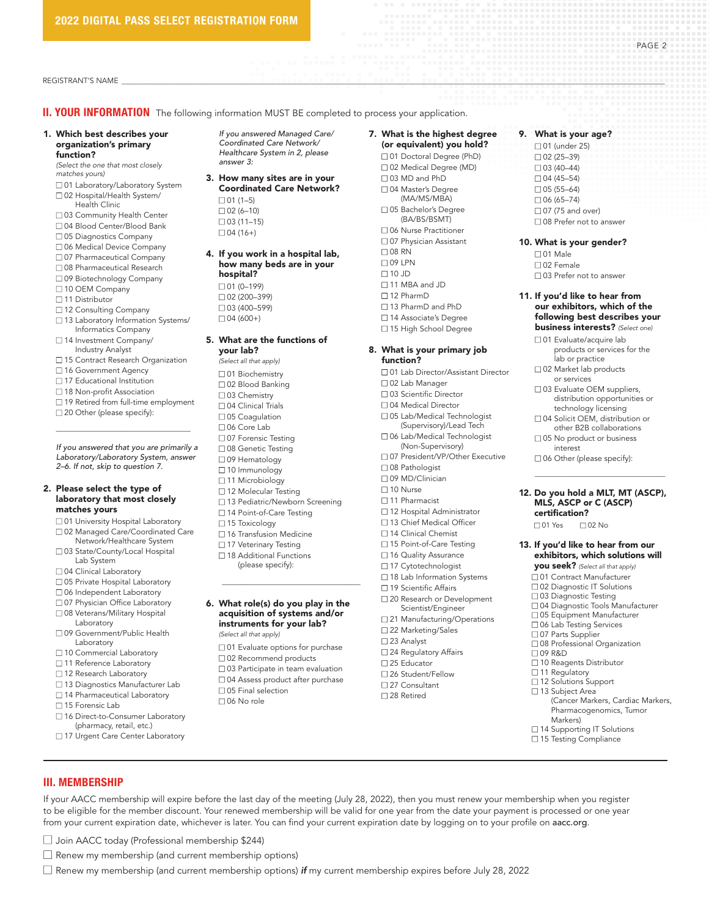## 2022 DIGITAL PASS SELECT REGISTRATION FORM

REGISTRANT'S NAME ______________________________

## II. YOUR INFORMATION

The following information MUST BE completed to process your application.

**1. Which best describes your organization's primary function?**
*(Select the one that most closely matches yours)*

- ☐ 01 Laboratory/Laboratory System
- ☐ 02 Hospital/Health System/ Health Clinic
- ☐ 03 Community Health Center
- ☐ 04 Blood Center/Blood Bank
- ☐ 05 Diagnostics Company
- ☐ 06 Medical Device Company
- ☐ 07 Pharmaceutical Company
- ☐ 08 Pharmaceutical Research
- ☐ 09 Biotechnology Company
- ☐ 10 OEM Company
- ☐ 11 Distributor
- ☐ 12 Consulting Company
- ☐ 13 Laboratory Information Systems/ Informatics Company
- ☐ 14 Investment Company/ Industry Analyst
- ☐ 15 Contract Research Organization
- ☐ 16 Government Agency
- ☐ 17 Educational Institution
- ☐ 18 Non-profit Association
- ☐ 19 Retired from full-time employment
- ☐ 20 Other (please specify): ______________________________

*If you answered that you are primarily a Laboratory/Laboratory System, answer 2–6. If not, skip to question 7.*

**2. Please select the type of laboratory that most closely matches yours**

- ☐ 01 University Hospital Laboratory
- ☐ 02 Managed Care/Coordinated Care Network/Healthcare System
- ☐ 03 State/County/Local Hospital Lab System
- ☐ 04 Clinical Laboratory
- ☐ 05 Private Hospital Laboratory
- ☐ 06 Independent Laboratory
- ☐ 07 Physician Office Laboratory
- ☐ 08 Veterans/Military Hospital Laboratory
- ☐ 09 Government/Public Health Laboratory
- ☐ 10 Commercial Laboratory
- ☐ 11 Reference Laboratory
- ☐ 12 Research Laboratory
- ☐ 13 Diagnostics Manufacturer Lab
- ☐ 14 Pharmaceutical Laboratory
- ☐ 15 Forensic Lab
- ☐ 16 Direct-to-Consumer Laboratory (pharmacy, retail, etc.)
- ☐ 17 Urgent Care Center Laboratory

*If you answered Managed Care/ Coordinated Care Network/ Healthcare System in 2, please answer 3:*

**3. How many sites are in your Coordinated Care Network?**

- ☐ 01 (1–5)
- ☐ 02 (6–10)
- ☐ 03 (11–15)
- ☐ 04 (16+)

**4. If you work in a hospital lab, how many beds are in your hospital?**

- ☐ 01 (0–199)
- ☐ 02 (200–399)
- ☐ 03 (400–599)
- ☐ 04 (600+)

**5. What are the functions of your lab?**
*(Select all that apply)*

- ☐ 01 Biochemistry
- ☐ 02 Blood Banking
- ☐ 03 Chemistry
- ☐ 04 Clinical Trials
- ☐ 05 Coagulation
- ☐ 06 Core Lab
- ☐ 07 Forensic Testing
- ☐ 08 Genetic Testing
- ☐ 09 Hematology
- ☐ 10 Immunology
- ☐ 11 Microbiology
- ☐ 12 Molecular Testing
- ☐ 13 Pediatric/Newborn Screening
- ☐ 14 Point-of-Care Testing
- ☐ 15 Toxicology
- ☐ 16 Transfusion Medicine
- ☐ 17 Veterinary Testing
- ☐ 18 Additional Functions (please specify): ______________________________

**6. What role(s) do you play in the acquisition of systems and/or instruments for your lab?**
*(Select all that apply)*

- ☐ 01 Evaluate options for purchase
- ☐ 02 Recommend products
- ☐ 03 Participate in team evaluation
- ☐ 04 Assess product after purchase
- ☐ 05 Final selection
- ☐ 06 No role

**7. What is the highest degree (or equivalent) you hold?**

- ☐ 01 Doctoral Degree (PhD)
- ☐ 02 Medical Degree (MD)
- ☐ 03 MD and PhD
- ☐ 04 Master's Degree (MA/MS/MBA)
- ☐ 05 Bachelor's Degree (BA/BS/BSMT)
- ☐ 06 Nurse Practitioner
- ☐ 07 Physician Assistant
- ☐ 08 RN
- ☐ 09 LPN
- ☐ 10 JD
- ☐ 11 MBA and JD
- ☐ 12 PharmD
- ☐ 13 PharmD and PhD
- ☐ 14 Associate's Degree
- ☐ 15 High School Degree

**8. What is your primary job function?**

- ☐ 01 Lab Director/Assistant Director
- ☐ 02 Lab Manager
- ☐ 03 Scientific Director
- ☐ 04 Medical Director
- ☐ 05 Lab/Medical Technologist (Supervisory)/Lead Tech
- ☐ 06 Lab/Medical Technologist (Non-Supervisory)
- ☐ 07 President/VP/Other Executive
- ☐ 08 Pathologist
- ☐ 09 MD/Clinician
- ☐ 10 Nurse
- ☐ 11 Pharmacist
- ☐ 12 Hospital Administrator
- ☐ 13 Chief Medical Officer
- ☐ 14 Clinical Chemist
- ☐ 15 Point-of-Care Testing
- ☐ 16 Quality Assurance
- ☐ 17 Cytotechnologist
- ☐ 18 Lab Information Systems
- ☐ 19 Scientific Affairs
- ☐ 20 Research or Development Scientist/Engineer
- ☐ 21 Manufacturing/Operations
- ☐ 22 Marketing/Sales
- ☐ 23 Analyst
- ☐ 24 Regulatory Affairs
- ☐ 25 Educator
- ☐ 26 Student/Fellow
- ☐ 27 Consultant
- ☐ 28 Retired

**9. What is your age?**

- ☐ 01 (under 25)
- ☐ 02 (25–39)
- ☐ 03 (40–44)
- ☐ 04 (45–54)
- ☐ 05 (55–64)
- ☐ 06 (65–74)
- ☐ 07 (75 and over)
- ☐ 08 Prefer not to answer

**10. What is your gender?**

- ☐ 01 Male
- ☐ 02 Female
- ☐ 03 Prefer not to answer

**11. If you'd like to hear from our exhibitors, which of the following best describes your business interests?** *(Select one)*

- ☐ 01 Evaluate/acquire lab products or services for the lab or practice
- ☐ 02 Market lab products or services
- ☐ 03 Evaluate OEM suppliers, distribution opportunities or technology licensing
- ☐ 04 Solicit OEM, distribution or other B2B collaborations
- ☐ 05 No product or business interest
- ☐ 06 Other (please specify): ______________________________

**12. Do you hold a MLT, MT (ASCP), MLS, ASCP or C (ASCP) certification?**

- ☐ 01 Yes
- ☐ 02 No

**13. If you'd like to hear from our exhibitors, which solutions will you seek?** *(Select all that apply)*

- ☐ 01 Contract Manufacturer
- ☐ 02 Diagnostic IT Solutions
- ☐ 03 Diagnostic Testing
- ☐ 04 Diagnostic Tools Manufacturer
- ☐ 05 Equipment Manufacturer
- ☐ 06 Lab Testing Services
- ☐ 07 Parts Supplier
- ☐ 08 Professional Organization
- ☐ 09 R&D
- ☐ 10 Reagents Distributor
- ☐ 11 Regulatory
- ☐ 12 Solutions Support
- ☐ 13 Subject Area (Cancer Markers, Cardiac Markers, Pharmacogenomics, Tumor Markers)
- ☐ 14 Supporting IT Solutions
- ☐ 15 Testing Compliance

## III. MEMBERSHIP

If your AACC membership will expire before the last day of the meeting (July 28, 2022), then you must renew your membership when you register to be eligible for the member discount. Your renewed membership will be valid for one year from the date your payment is processed or one year from your current expiration date, whichever is later. You can find your current expiration date by logging on to your profile on aacc.org.

- ☐ Join AACC today (Professional membership $244)
- ☐ Renew my membership (and current membership options)
- ☐ Renew my membership (and current membership options) ***if*** my current membership expires before July 28, 2022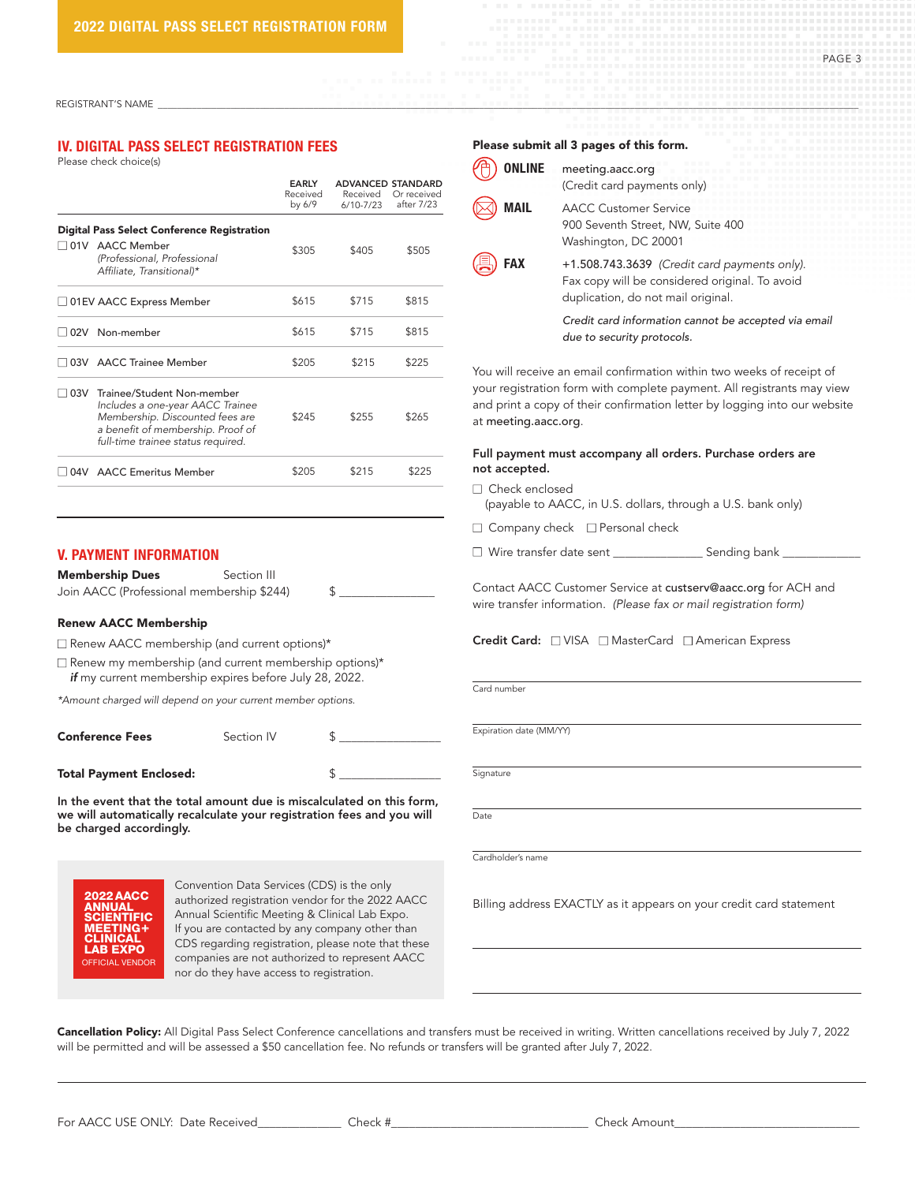# 2022 DIGITAL PASS SELECT REGISTRATION FORM

REGISTRANT'S NAME ______________________________________________

## IV. DIGITAL PASS SELECT REGISTRATION FEES

Please check choice(s)

| | EARLY Received by 6/9 | ADVANCED Received 6/10-7/23 | STANDARD Or received after 7/23 |
|---|---|---|---|
| **Digital Pass Select Conference Registration** | | | |
| ☐ 01V AACC Member *(Professional, Professional Affiliate, Transitional)\** | $305 | $405 | $505 |
| ☐ 01EV AACC Express Member | $615 | $715 | $815 |
| ☐ 02V Non-member | $615 | $715 | $815 |
| ☐ 03V AACC Trainee Member | $205 | $215 | $225 |
| ☐ 03V Trainee/Student Non-member *Includes a one-year AACC Trainee Membership. Discounted fees are a benefit of membership. Proof of full-time trainee status required.* | $245 | $255 | $265 |
| ☐ 04V AACC Emeritus Member | $205 | $215 | $225 |

## V. PAYMENT INFORMATION

**Membership Dues** Section III

Join AACC (Professional membership $244) $ ______________

**Renew AACC Membership**

☐ Renew AACC membership (and current options)*

☐ Renew my membership (and current membership options)* ***if*** my current membership expires before July 28, 2022.

*\*Amount charged will depend on your current member options.*

**Conference Fees** Section IV $ ______________

**Total Payment Enclosed:** $ ______________

**In the event that the total amount due is miscalculated on this form, we will automatically recalculate your registration fees and you will be charged accordingly.**

**2022 AACC ANNUAL SCIENTIFIC MEETING + CLINICAL LAB EXPO** OFFICIAL VENDOR

Convention Data Services (CDS) is the only authorized registration vendor for the 2022 AACC Annual Scientific Meeting & Clinical Lab Expo. If you are contacted by any company other than CDS regarding registration, please note that these companies are not authorized to represent AACC nor do they have access to registration.

**Please submit all 3 pages of this form.**

**ONLINE** meeting.aacc.org (Credit card payments only)

**MAIL** AACC Customer Service
900 Seventh Street, NW, Suite 400
Washington, DC 20001

**FAX** +1.508.743.3639 *(Credit card payments only).* Fax copy will be considered original. To avoid duplication, do not mail original.

*Credit card information cannot be accepted via email due to security protocols.*

You will receive an email confirmation within two weeks of receipt of your registration form with complete payment. All registrants may view and print a copy of their confirmation letter by logging into our website at meeting.aacc.org.

**Full payment must accompany all orders. Purchase orders are not accepted.**

☐ Check enclosed (payable to AACC, in U.S. dollars, through a U.S. bank only)

☐ Company check ☐ Personal check

☐ Wire transfer date sent ______________ Sending bank ____________

Contact AACC Customer Service at custserv@aacc.org for ACH and wire transfer information. *(Please fax or mail registration form)*

**Credit Card:** ☐ VISA ☐ MasterCard ☐ American Express

Card number ______________________________

Expiration date (MM/YY) ______________________________

Signature ______________________________

Date ______________________________

Cardholder's name ______________________________

Billing address EXACTLY as it appears on your credit card statement

______________________________

______________________________

**Cancellation Policy:** All Digital Pass Select Conference cancellations and transfers must be received in writing. Written cancellations received by July 7, 2022 will be permitted and will be assessed a $50 cancellation fee. No refunds or transfers will be granted after July 7, 2022.

For AACC USE ONLY: Date Received______________ Check #______________________________ Check Amount______________________________